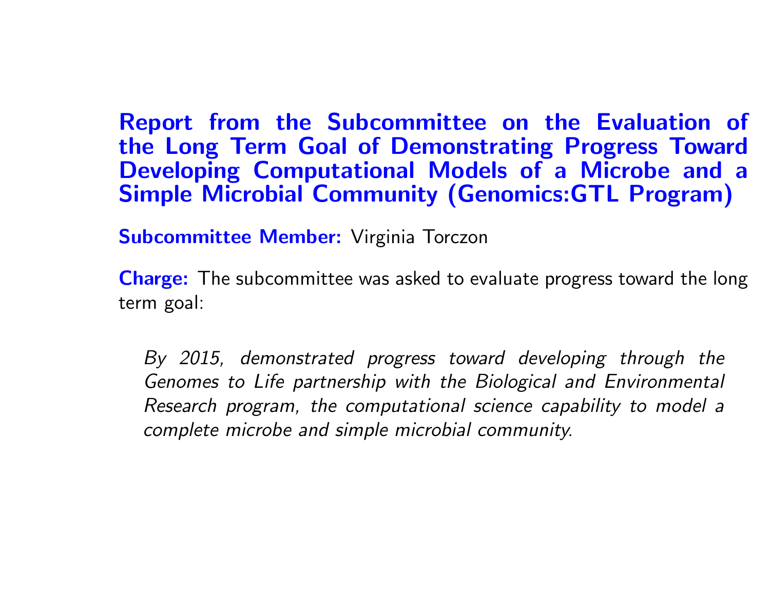# Report from the Subcommittee on the Evaluation of the Long Term Goal of Demonstrating Progress Toward Developing Computational Models of a Microbe and a Simple Microbial Community (Genomics:GTL Program)

**Subcommittee Member:** Virginia Torczon

**Charge:** The subcommittee was asked to evaluate progress toward the long term goal:

> *By 2015, demonstrated progress toward developing through the Genomes to Life partnership with the Biological and Environmental Research program, the computational science capability to model a complete microbe and simple microbial community.*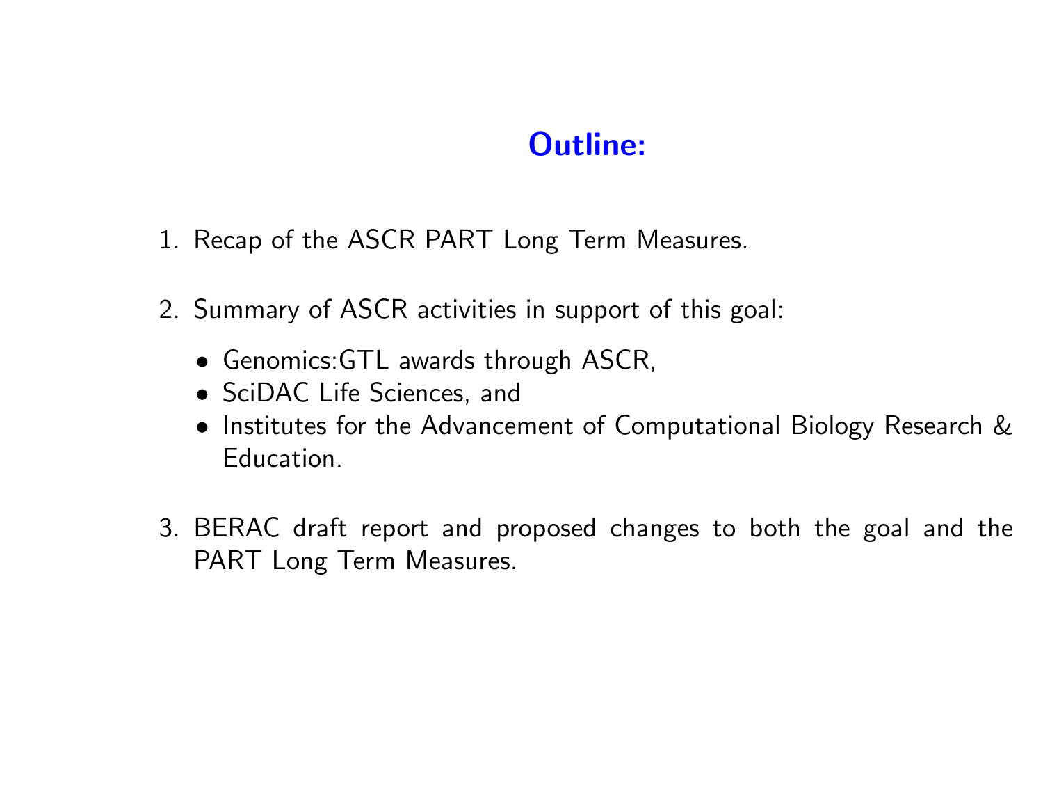# Outline:

1. Recap of the ASCR PART Long Term Measures.

2. Summary of ASCR activities in support of this goal:

   - Genomics:GTL awards through ASCR,
   - SciDAC Life Sciences, and
   - Institutes for the Advancement of Computational Biology Research & Education.

3. BERAC draft report and proposed changes to both the goal and the PART Long Term Measures.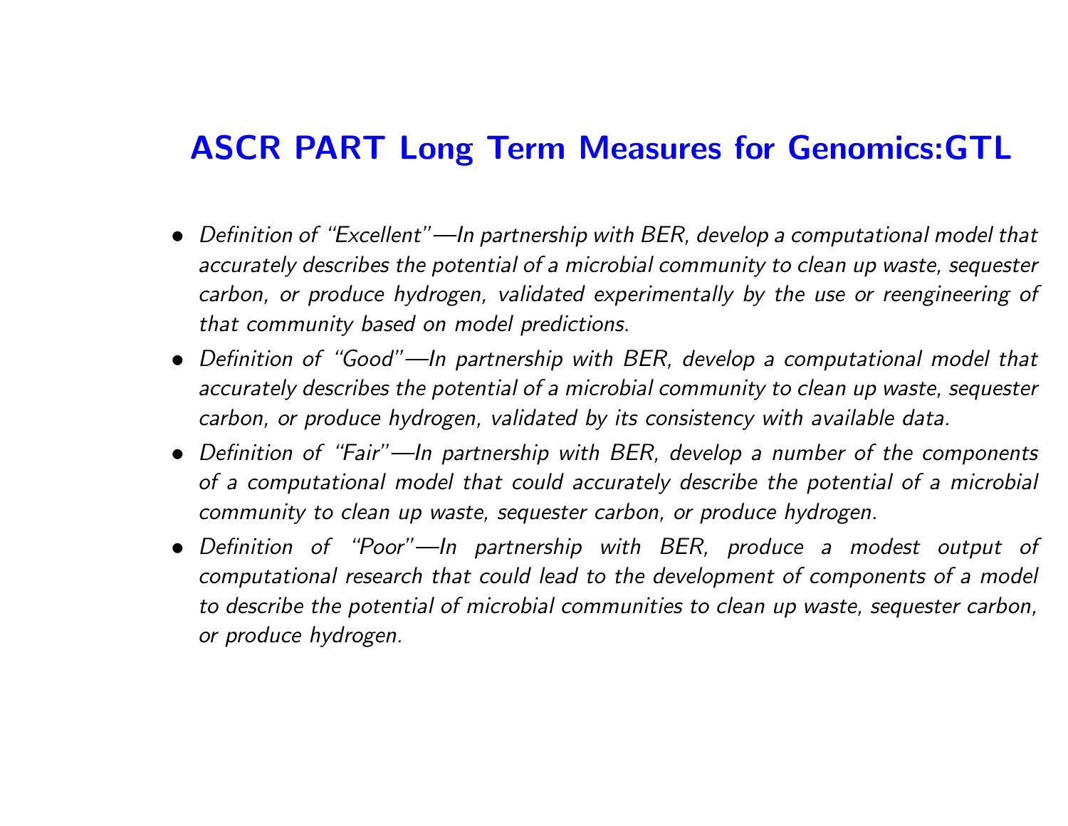# ASCR PART Long Term Measures for Genomics:GTL

- *Definition of "Excellent"—In partnership with BER, develop a computational model that accurately describes the potential of a microbial community to clean up waste, sequester carbon, or produce hydrogen, validated experimentally by the use or reengineering of that community based on model predictions.*
- *Definition of "Good"—In partnership with BER, develop a computational model that accurately describes the potential of a microbial community to clean up waste, sequester carbon, or produce hydrogen, validated by its consistency with available data.*
- *Definition of "Fair"—In partnership with BER, develop a number of the components of a computational model that could accurately describe the potential of a microbial community to clean up waste, sequester carbon, or produce hydrogen.*
- *Definition of "Poor"—In partnership with BER, produce a modest output of computational research that could lead to the development of components of a model to describe the potential of microbial communities to clean up waste, sequester carbon, or produce hydrogen.*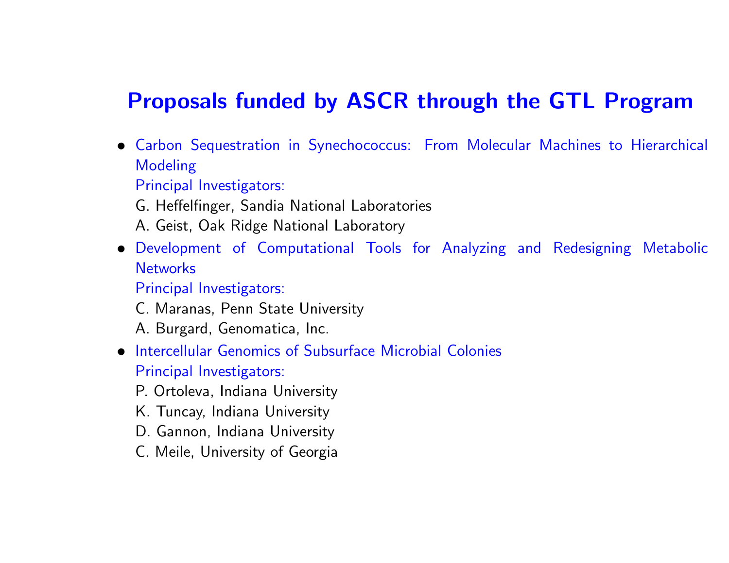# Proposals funded by ASCR through the GTL Program

- Carbon Sequestration in Synechococcus: From Molecular Machines to Hierarchical Modeling
  Principal Investigators:
  G. Heffelfinger, Sandia National Laboratories
  A. Geist, Oak Ridge National Laboratory
- Development of Computational Tools for Analyzing and Redesigning Metabolic Networks
  Principal Investigators:
  C. Maranas, Penn State University
  A. Burgard, Genomatica, Inc.
- Intercellular Genomics of Subsurface Microbial Colonies
  Principal Investigators:
  P. Ortoleva, Indiana University
  K. Tuncay, Indiana University
  D. Gannon, Indiana University
  C. Meile, University of Georgia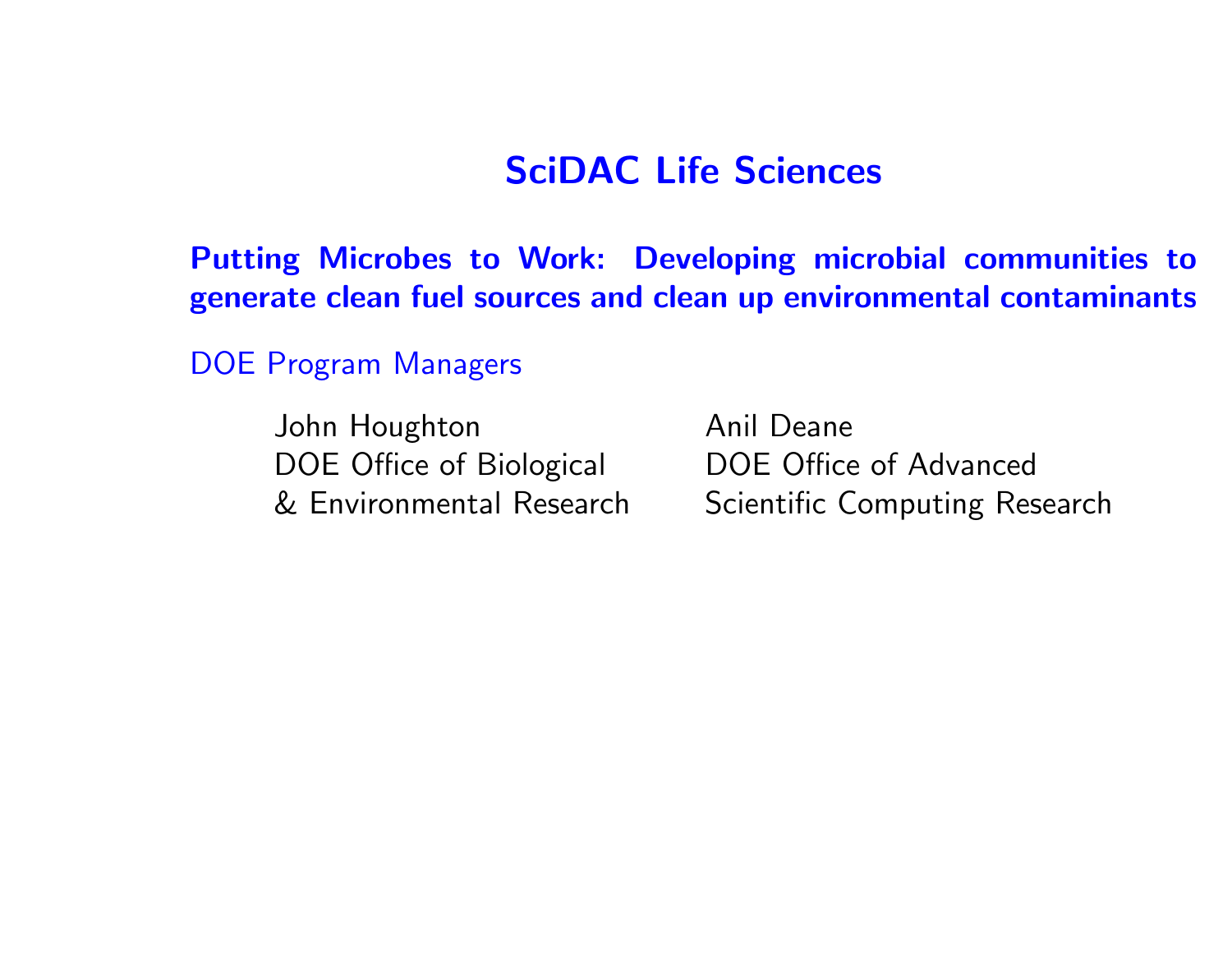# SciDAC Life Sciences

## Putting Microbes to Work: Developing microbial communities to generate clean fuel sources and clean up environmental contaminants

### DOE Program Managers

John Houghton
DOE Office of Biological & Environmental Research

Anil Deane
DOE Office of Advanced Scientific Computing Research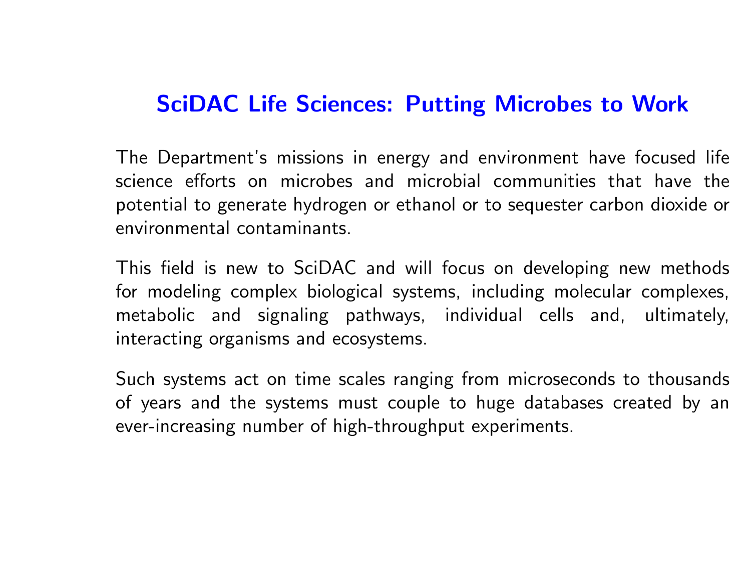## SciDAC Life Sciences: Putting Microbes to Work

The Department's missions in energy and environment have focused life science efforts on microbes and microbial communities that have the potential to generate hydrogen or ethanol or to sequester carbon dioxide or environmental contaminants.

This field is new to SciDAC and will focus on developing new methods for modeling complex biological systems, including molecular complexes, metabolic and signaling pathways, individual cells and, ultimately, interacting organisms and ecosystems.

Such systems act on time scales ranging from microseconds to thousands of years and the systems must couple to huge databases created by an ever-increasing number of high-throughput experiments.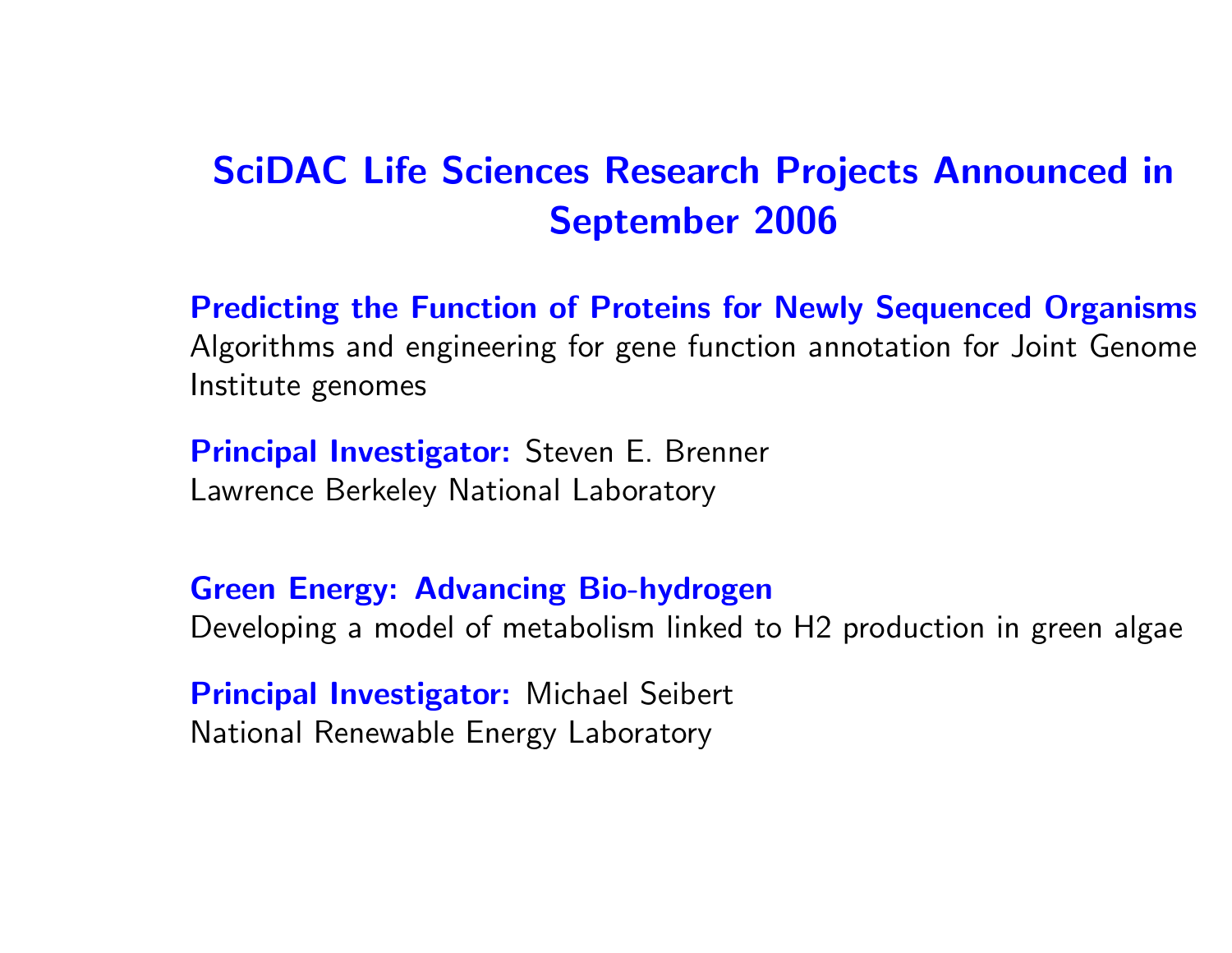# SciDAC Life Sciences Research Projects Announced in September 2006

**Predicting the Function of Proteins for Newly Sequenced Organisms**
Algorithms and engineering for gene function annotation for Joint Genome Institute genomes

**Principal Investigator:** Steven E. Brenner
Lawrence Berkeley National Laboratory

**Green Energy: Advancing Bio-hydrogen**
Developing a model of metabolism linked to $H_2$ production in green algae

**Principal Investigator:** Michael Seibert
National Renewable Energy Laboratory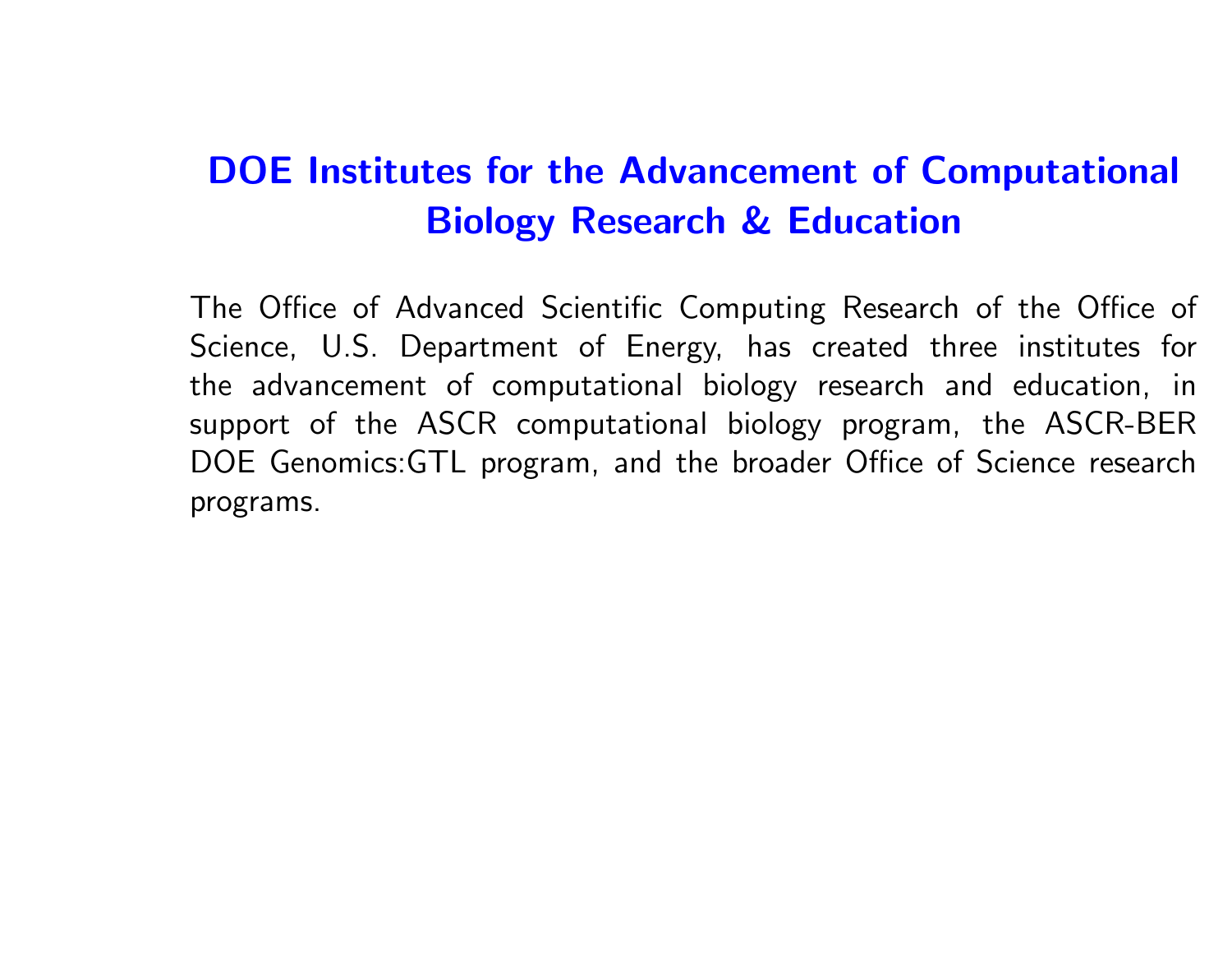# DOE Institutes for the Advancement of Computational Biology Research & Education

The Office of Advanced Scientific Computing Research of the Office of Science, U.S. Department of Energy, has created three institutes for the advancement of computational biology research and education, in support of the ASCR computational biology program, the ASCR-BER DOE Genomics:GTL program, and the broader Office of Science research programs.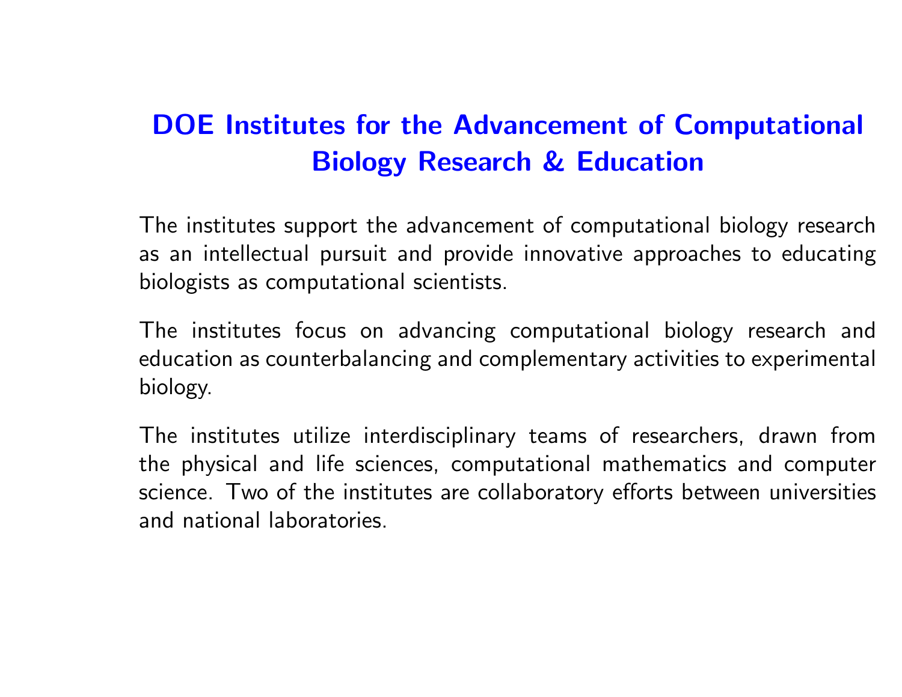# DOE Institutes for the Advancement of Computational Biology Research & Education

The institutes support the advancement of computational biology research as an intellectual pursuit and provide innovative approaches to educating biologists as computational scientists.

The institutes focus on advancing computational biology research and education as counterbalancing and complementary activities to experimental biology.

The institutes utilize interdisciplinary teams of researchers, drawn from the physical and life sciences, computational mathematics and computer science. Two of the institutes are collaboratory efforts between universities and national laboratories.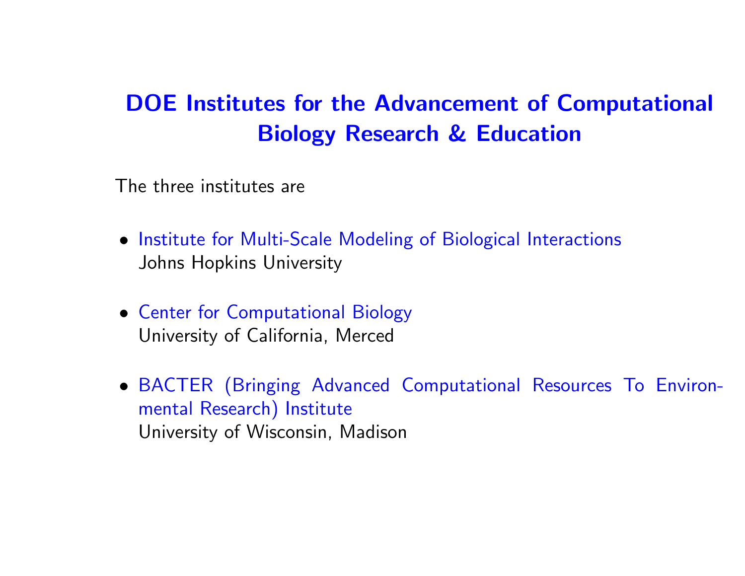# DOE Institutes for the Advancement of Computational Biology Research & Education

The three institutes are

- Institute for Multi-Scale Modeling of Biological Interactions
  Johns Hopkins University
- Center for Computational Biology
  University of California, Merced
- BACTER (Bringing Advanced Computational Resources To Environmental Research) Institute
  University of Wisconsin, Madison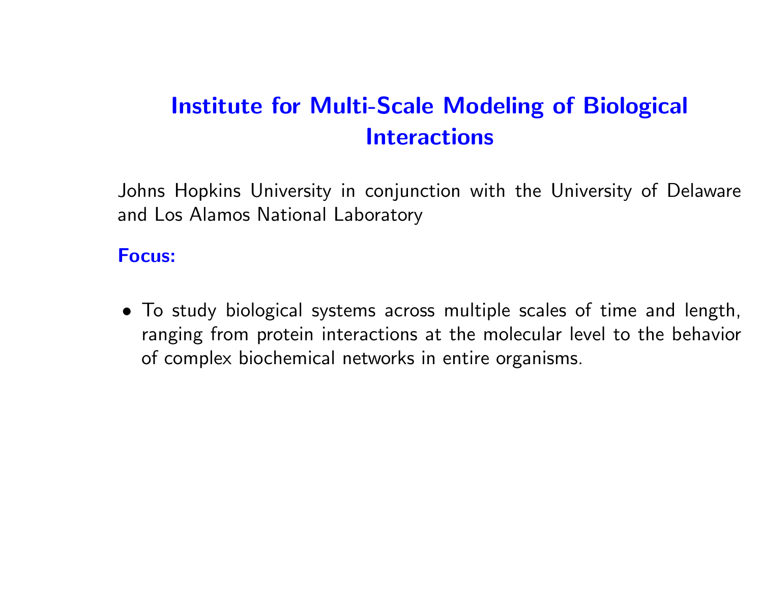# Institute for Multi-Scale Modeling of Biological Interactions

Johns Hopkins University in conjunction with the University of Delaware and Los Alamos National Laboratory

**Focus:**

- To study biological systems across multiple scales of time and length, ranging from protein interactions at the molecular level to the behavior of complex biochemical networks in entire organisms.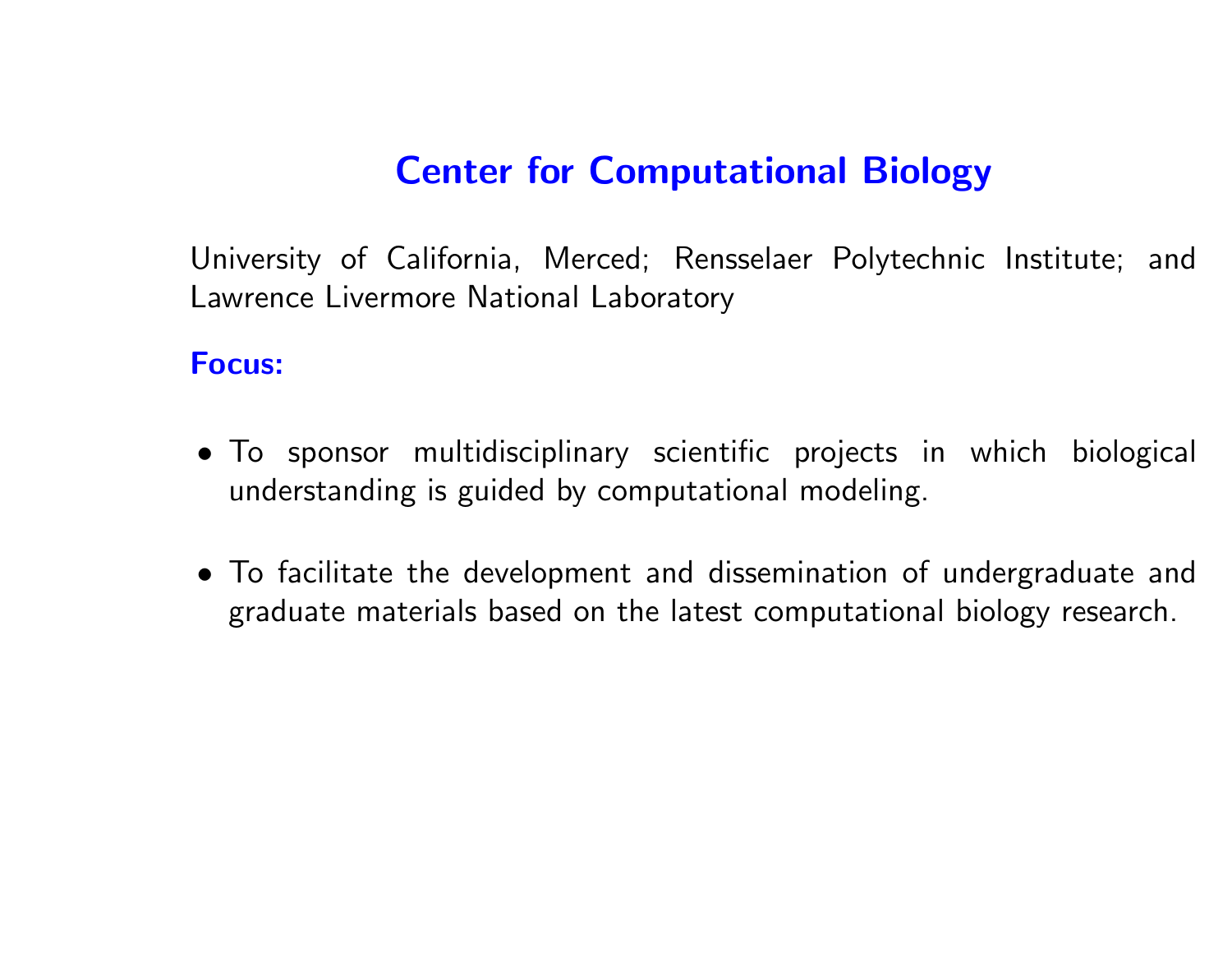# Center for Computational Biology

University of California, Merced; Rensselaer Polytechnic Institute; and Lawrence Livermore National Laboratory

**Focus:**

- To sponsor multidisciplinary scientific projects in which biological understanding is guided by computational modeling.
- To facilitate the development and dissemination of undergraduate and graduate materials based on the latest computational biology research.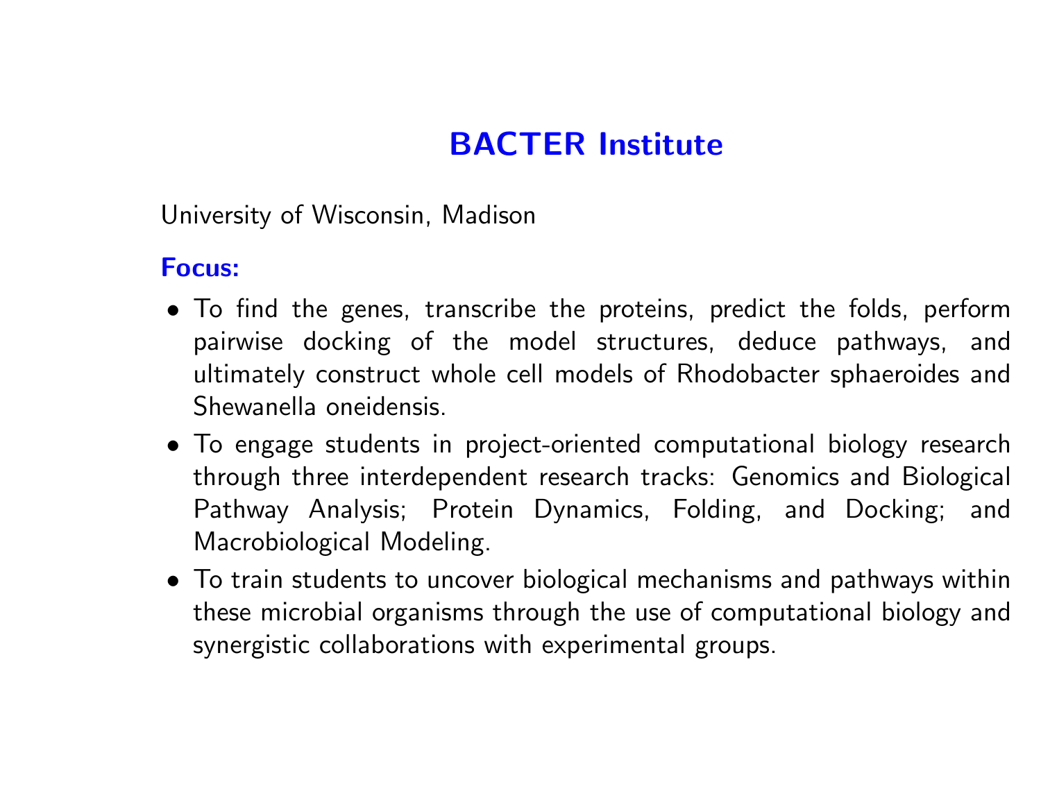## BACTER Institute

University of Wisconsin, Madison

**Focus:**

- To find the genes, transcribe the proteins, predict the folds, perform pairwise docking of the model structures, deduce pathways, and ultimately construct whole cell models of Rhodobacter sphaeroides and Shewanella oneidensis.
- To engage students in project-oriented computational biology research through three interdependent research tracks: Genomics and Biological Pathway Analysis; Protein Dynamics, Folding, and Docking; and Macrobiological Modeling.
- To train students to uncover biological mechanisms and pathways within these microbial organisms through the use of computational biology and synergistic collaborations with experimental groups.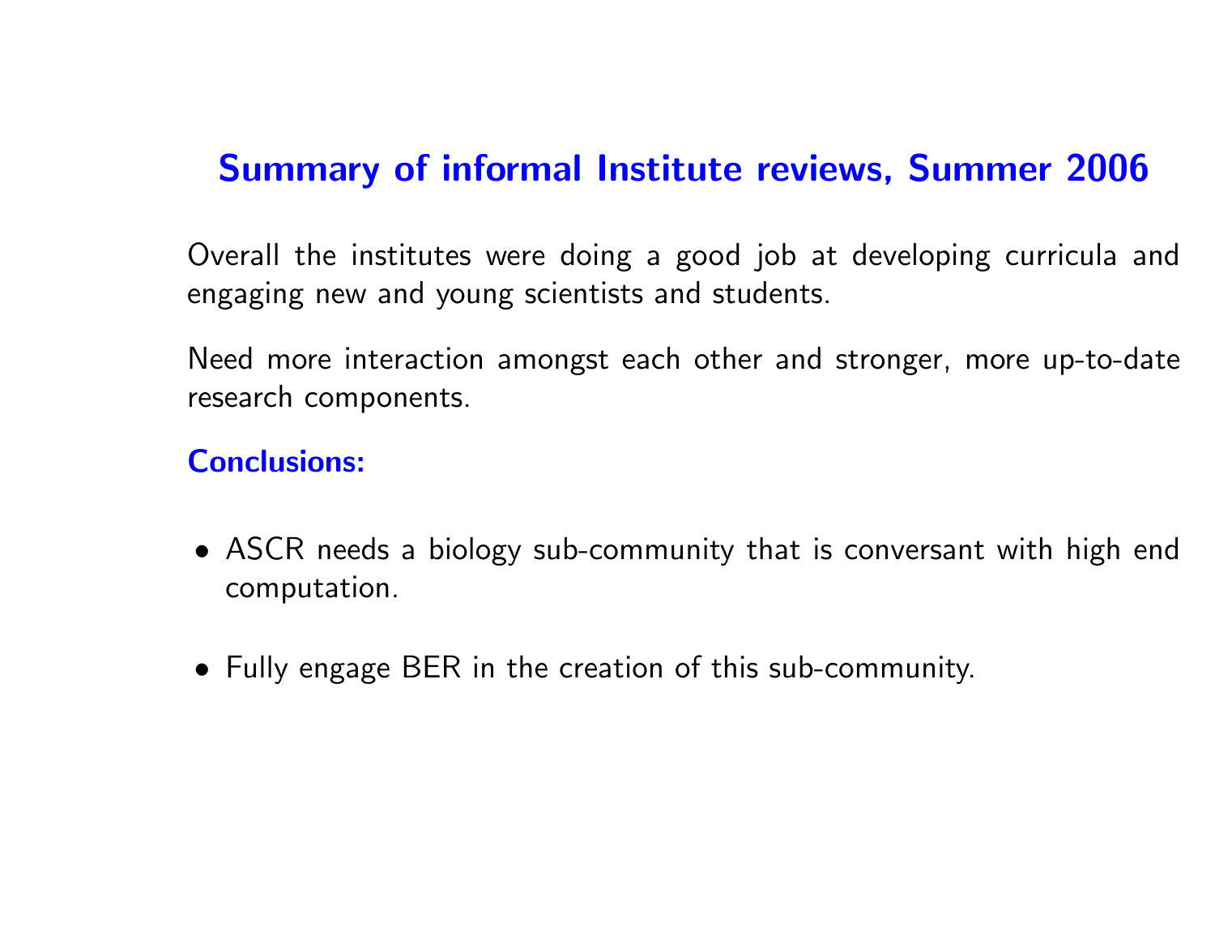## Summary of informal Institute reviews, Summer 2006

Overall the institutes were doing a good job at developing curricula and engaging new and young scientists and students.

Need more interaction amongst each other and stronger, more up-to-date research components.

### Conclusions:

- ASCR needs a biology sub-community that is conversant with high end computation.
- Fully engage BER in the creation of this sub-community.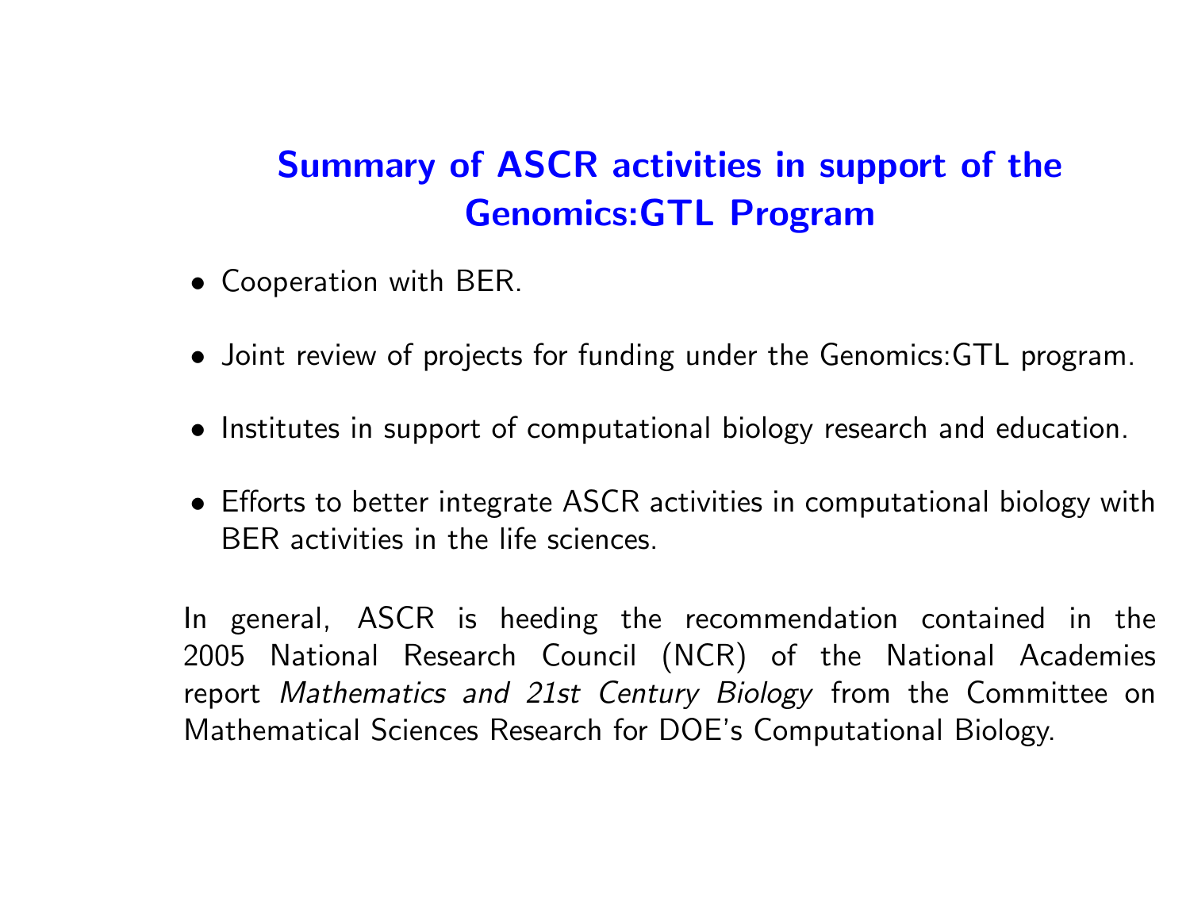## Summary of ASCR activities in support of the Genomics:GTL Program

- Cooperation with BER.
- Joint review of projects for funding under the Genomics:GTL program.
- Institutes in support of computational biology research and education.
- Efforts to better integrate ASCR activities in computational biology with BER activities in the life sciences.

In general, ASCR is heeding the recommendation contained in the 2005 National Research Council (NCR) of the National Academies report *Mathematics and 21st Century Biology* from the Committee on Mathematical Sciences Research for DOE's Computational Biology.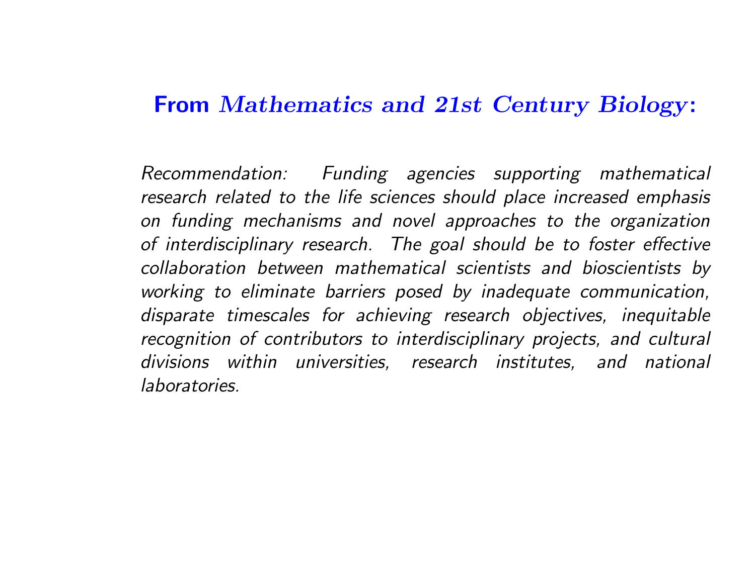## **From *Mathematics and 21st Century Biology*:**

*Recommendation: Funding agencies supporting mathematical research related to the life sciences should place increased emphasis on funding mechanisms and novel approaches to the organization of interdisciplinary research. The goal should be to foster effective collaboration between mathematical scientists and bioscientists by working to eliminate barriers posed by inadequate communication, disparate timescales for achieving research objectives, inequitable recognition of contributors to interdisciplinary projects, and cultural divisions within universities, research institutes, and national laboratories.*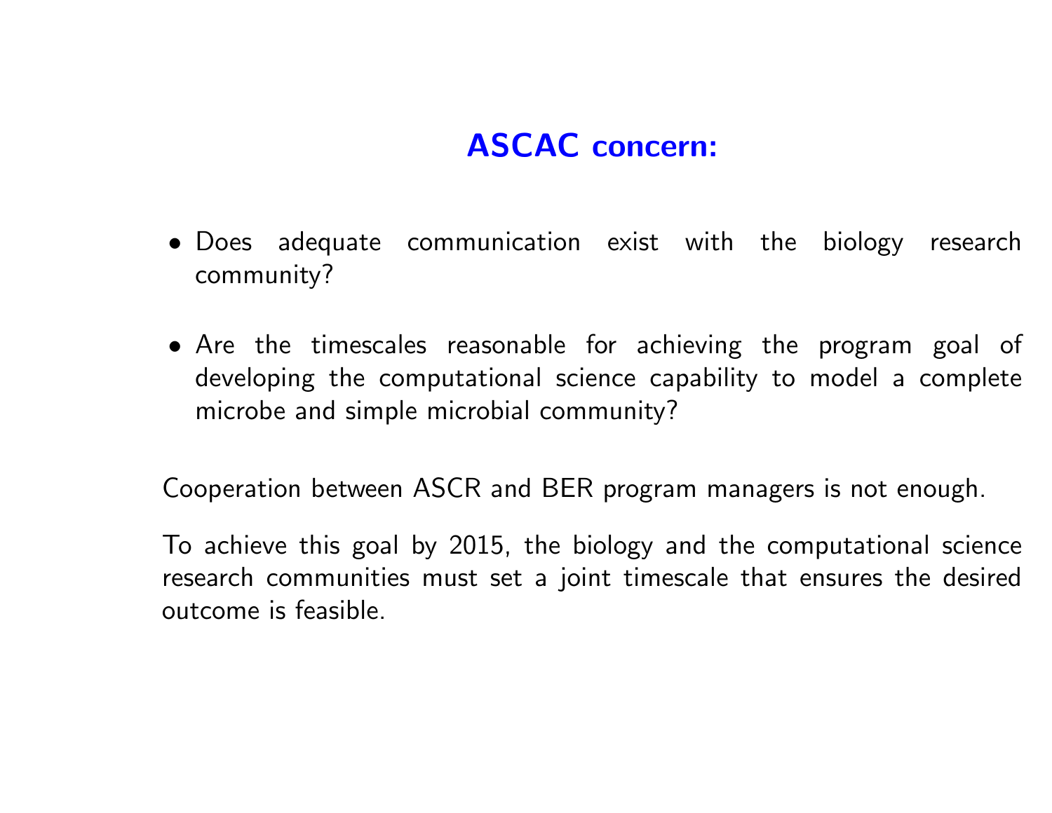## ASCAC concern:

- Does adequate communication exist with the biology research community?
- Are the timescales reasonable for achieving the program goal of developing the computational science capability to model a complete microbe and simple microbial community?

Cooperation between ASCR and BER program managers is not enough.

To achieve this goal by 2015, the biology and the computational science research communities must set a joint timescale that ensures the desired outcome is feasible.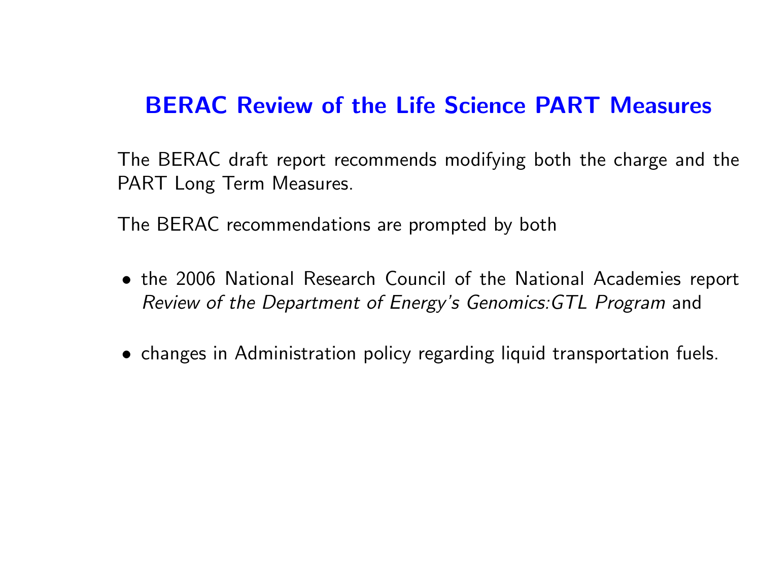## BERAC Review of the Life Science PART Measures

The BERAC draft report recommends modifying both the charge and the PART Long Term Measures.

The BERAC recommendations are prompted by both

- the 2006 National Research Council of the National Academies report *Review of the Department of Energy's Genomics:GTL Program* and
- changes in Administration policy regarding liquid transportation fuels.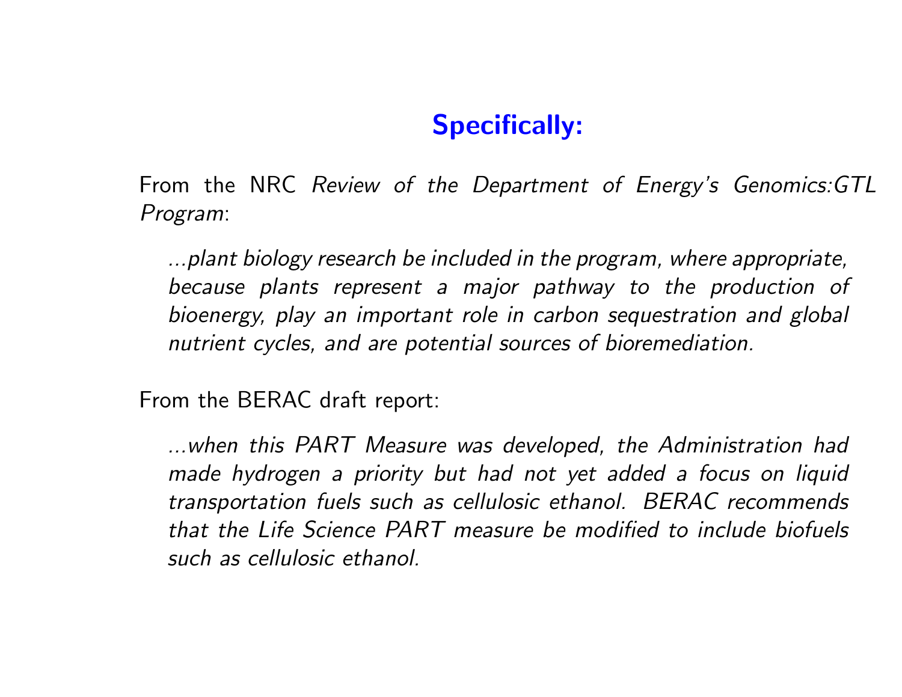## Specifically:

From the NRC *Review of the Department of Energy's Genomics:GTL Program*:

> *...plant biology research be included in the program, where appropriate, because plants represent a major pathway to the production of bioenergy, play an important role in carbon sequestration and global nutrient cycles, and are potential sources of bioremediation.*

From the BERAC draft report:

> *...when this PART Measure was developed, the Administration had made hydrogen a priority but had not yet added a focus on liquid transportation fuels such as cellulosic ethanol. BERAC recommends that the Life Science PART measure be modified to include biofuels such as cellulosic ethanol.*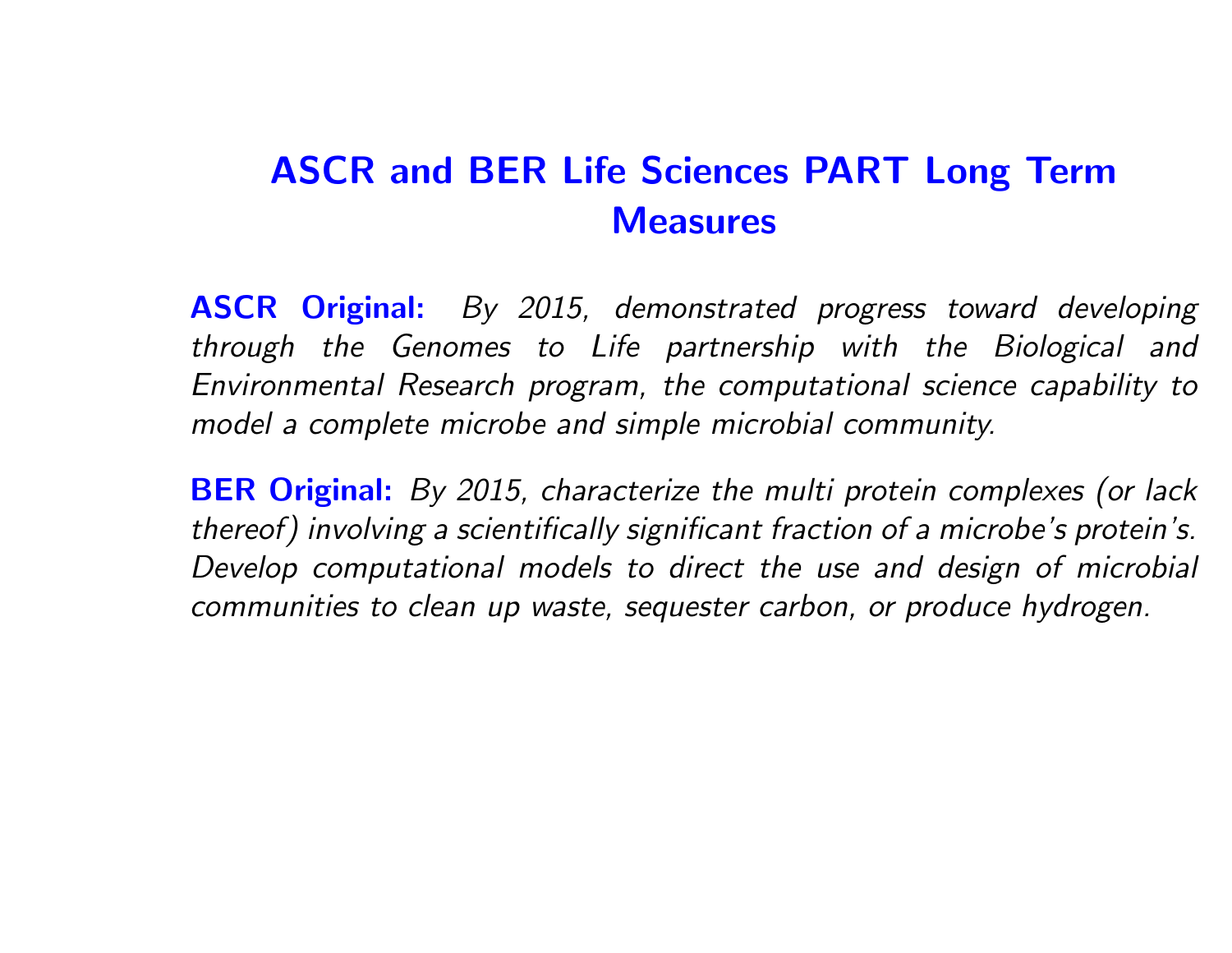# ASCR and BER Life Sciences PART Long Term Measures

**ASCR Original:** *By 2015, demonstrated progress toward developing through the Genomes to Life partnership with the Biological and Environmental Research program, the computational science capability to model a complete microbe and simple microbial community.*

**BER Original:** *By 2015, characterize the multi protein complexes (or lack thereof) involving a scientifically significant fraction of a microbe's protein's. Develop computational models to direct the use and design of microbial communities to clean up waste, sequester carbon, or produce hydrogen.*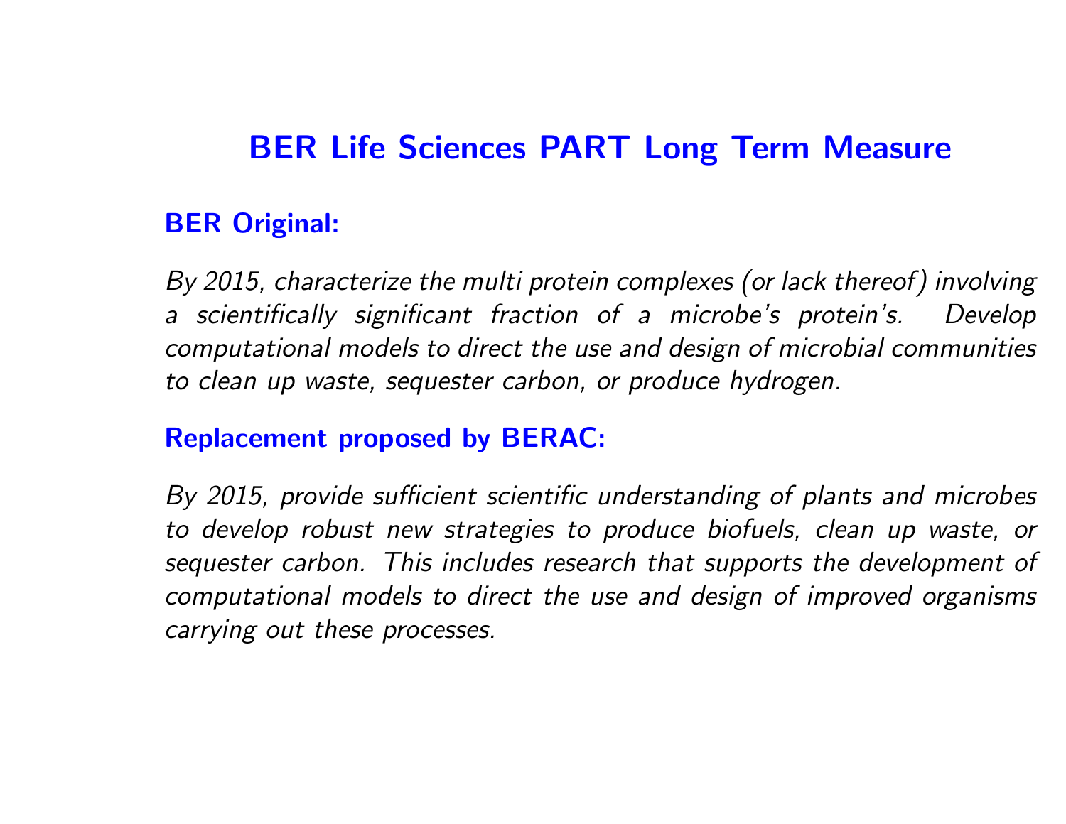# BER Life Sciences PART Long Term Measure

## BER Original:

*By 2015, characterize the multi protein complexes (or lack thereof) involving a scientifically significant fraction of a microbe's protein's. Develop computational models to direct the use and design of microbial communities to clean up waste, sequester carbon, or produce hydrogen.*

## Replacement proposed by BERAC:

*By 2015, provide sufficient scientific understanding of plants and microbes to develop robust new strategies to produce biofuels, clean up waste, or sequester carbon. This includes research that supports the development of computational models to direct the use and design of improved organisms carrying out these processes.*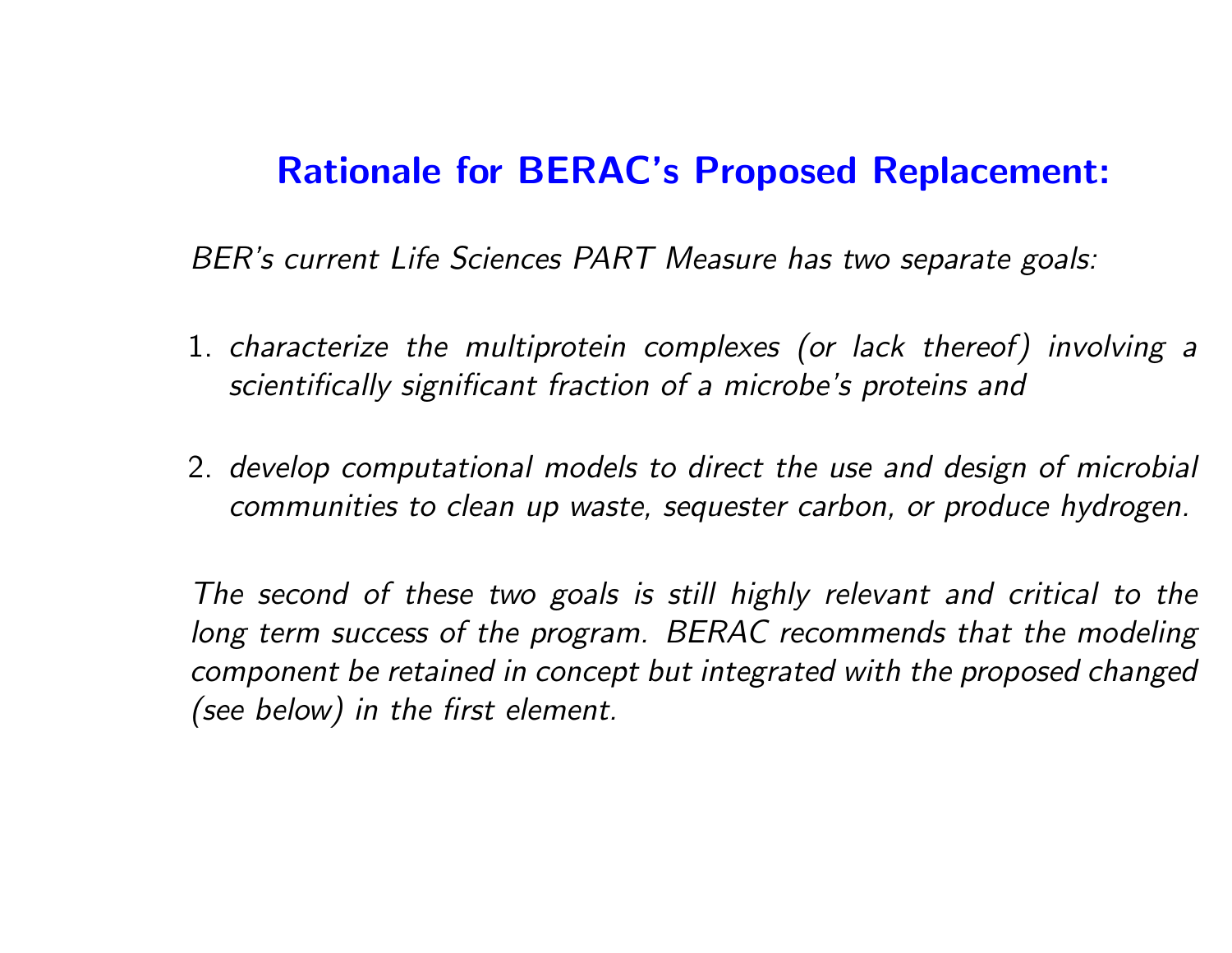## Rationale for BERAC's Proposed Replacement:

*BER's current Life Sciences PART Measure has two separate goals:*

1. *characterize the multiprotein complexes (or lack thereof) involving a scientifically significant fraction of a microbe's proteins and*

2. *develop computational models to direct the use and design of microbial communities to clean up waste, sequester carbon, or produce hydrogen.*

*The second of these two goals is still highly relevant and critical to the long term success of the program. BERAC recommends that the modeling component be retained in concept but integrated with the proposed changed (see below) in the first element.*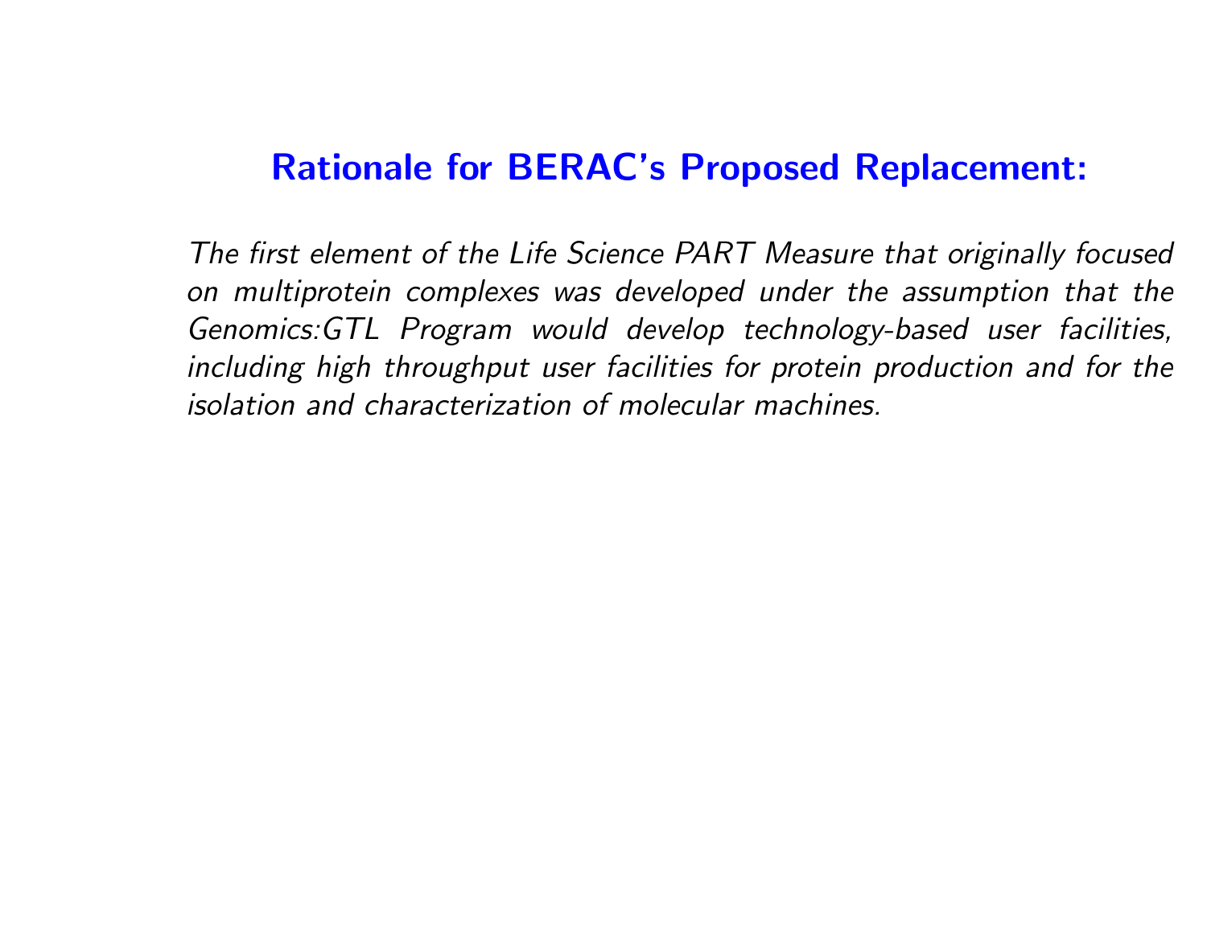## Rationale for BERAC's Proposed Replacement:

*The first element of the Life Science PART Measure that originally focused on multiprotein complexes was developed under the assumption that the Genomics:GTL Program would develop technology-based user facilities, including high throughput user facilities for protein production and for the isolation and characterization of molecular machines.*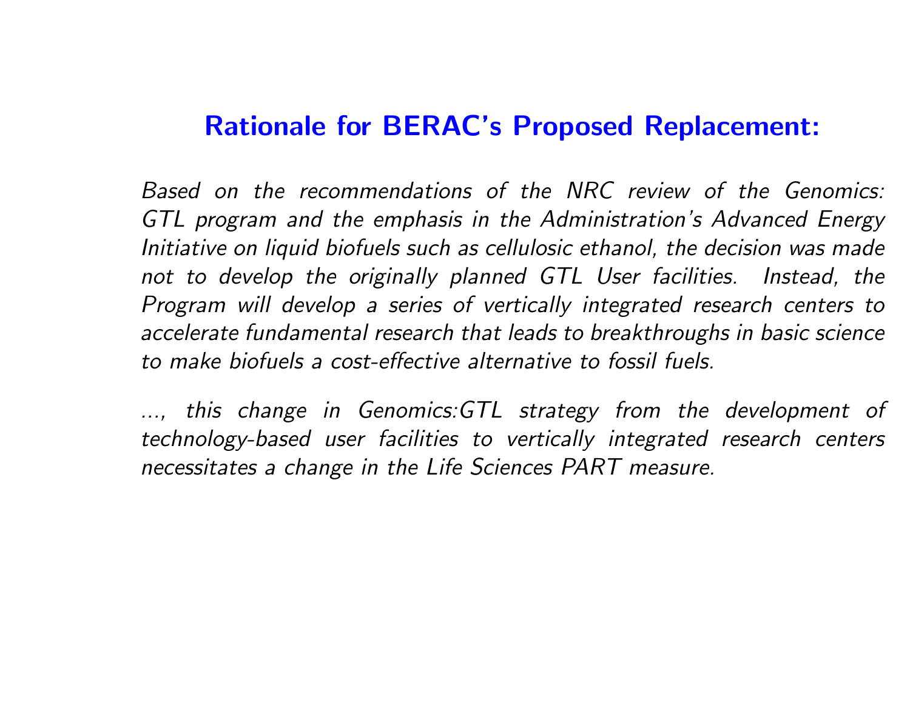## Rationale for BERAC's Proposed Replacement:

*Based on the recommendations of the NRC review of the Genomics: GTL program and the emphasis in the Administration's Advanced Energy Initiative on liquid biofuels such as cellulosic ethanol, the decision was made not to develop the originally planned GTL User facilities. Instead, the Program will develop a series of vertically integrated research centers to accelerate fundamental research that leads to breakthroughs in basic science to make biofuels a cost-effective alternative to fossil fuels.*

*..., this change in Genomics:GTL strategy from the development of technology-based user facilities to vertically integrated research centers necessitates a change in the Life Sciences PART measure.*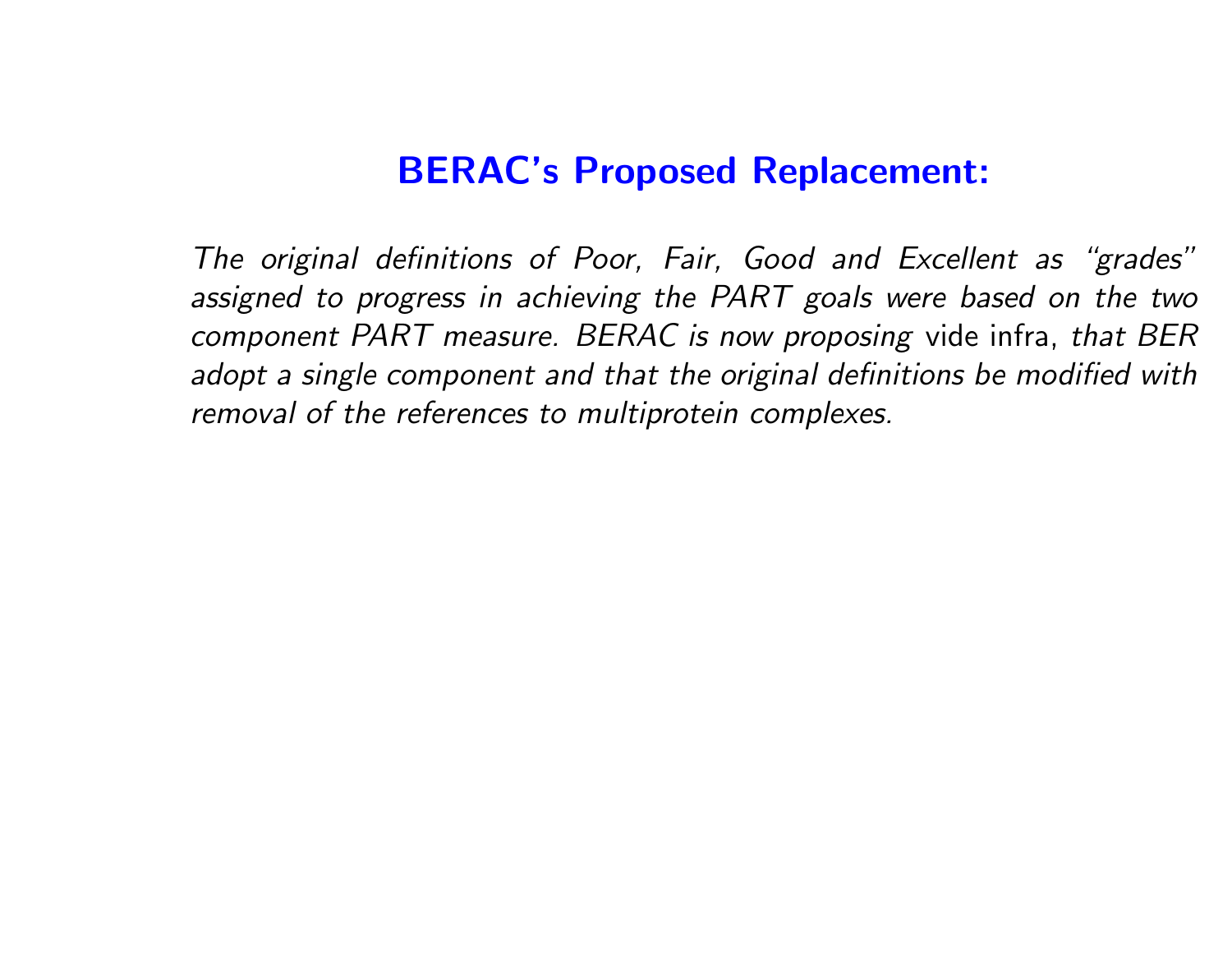## BERAC's Proposed Replacement:

*The original definitions of Poor, Fair, Good and Excellent as "grades" assigned to progress in achieving the PART goals were based on the two component PART measure. BERAC is now proposing* vide infra, *that BER adopt a single component and that the original definitions be modified with removal of the references to multiprotein complexes.*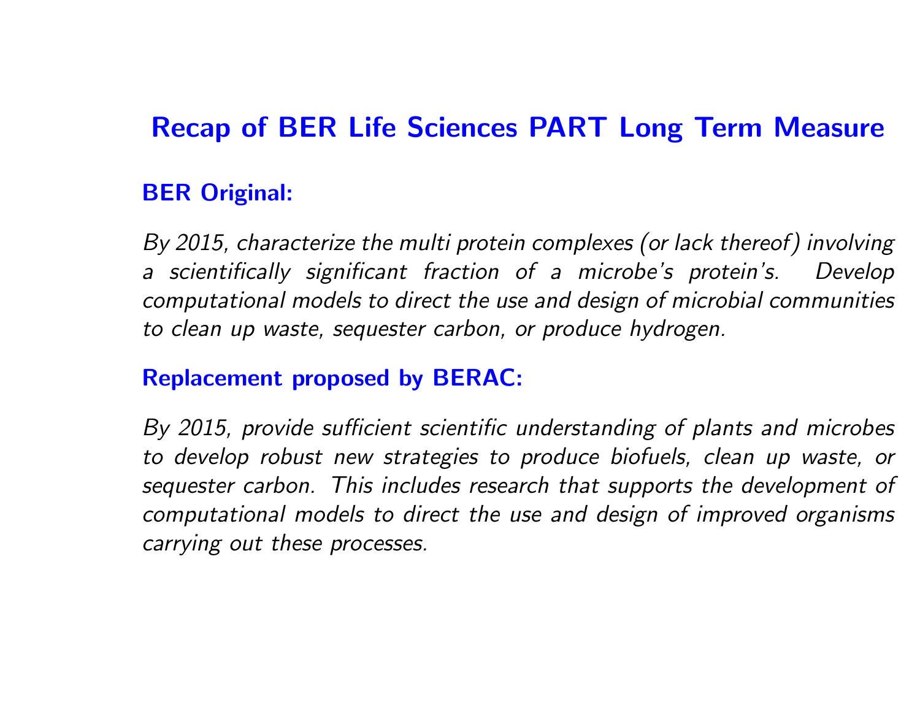# Recap of BER Life Sciences PART Long Term Measure

**BER Original:**

*By 2015, characterize the multi protein complexes (or lack thereof) involving a scientifically significant fraction of a microbe's protein's. Develop computational models to direct the use and design of microbial communities to clean up waste, sequester carbon, or produce hydrogen.*

**Replacement proposed by BERAC:**

*By 2015, provide sufficient scientific understanding of plants and microbes to develop robust new strategies to produce biofuels, clean up waste, or sequester carbon. This includes research that supports the development of computational models to direct the use and design of improved organisms carrying out these processes.*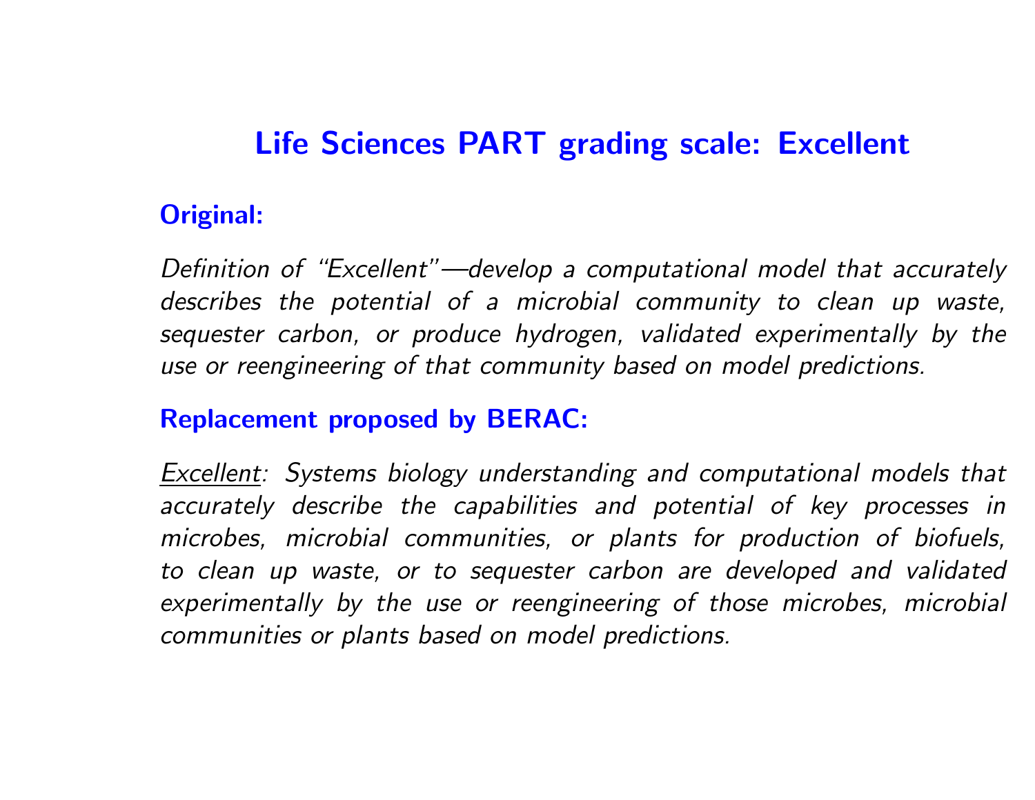# Life Sciences PART grading scale: Excellent

## Original:

*Definition of "Excellent"—develop a computational model that accurately describes the potential of a microbial community to clean up waste, sequester carbon, or produce hydrogen, validated experimentally by the use or reengineering of that community based on model predictions.*

## Replacement proposed by BERAC:

*Excellent: Systems biology understanding and computational models that accurately describe the capabilities and potential of key processes in microbes, microbial communities, or plants for production of biofuels, to clean up waste, or to sequester carbon are developed and validated experimentally by the use or reengineering of those microbes, microbial communities or plants based on model predictions.*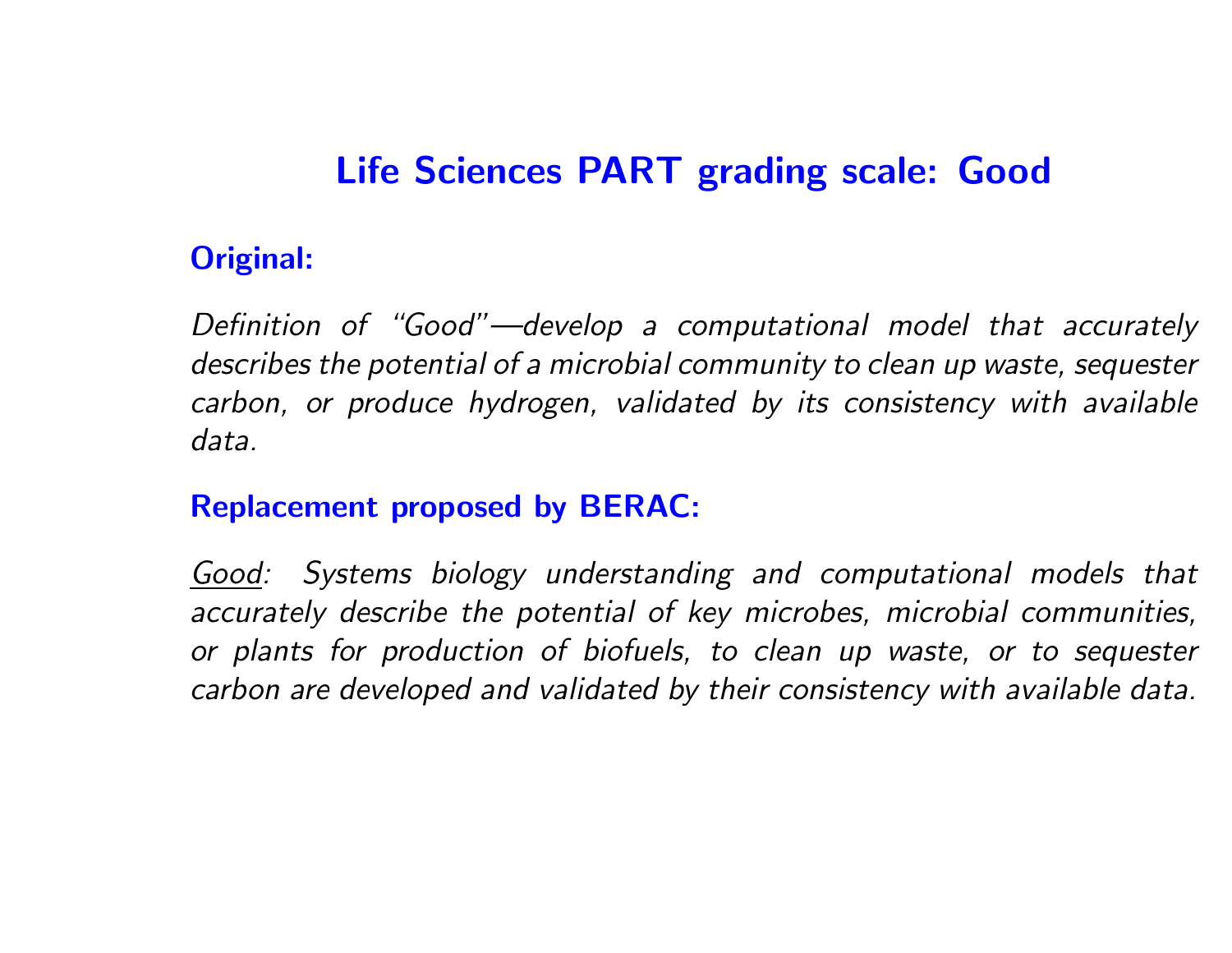# Life Sciences PART grading scale: Good

## Original:

*Definition of "Good"—develop a computational model that accurately describes the potential of a microbial community to clean up waste, sequester carbon, or produce hydrogen, validated by its consistency with available data.*

## Replacement proposed by BERAC:

*<u>Good</u>: Systems biology understanding and computational models that accurately describe the potential of key microbes, microbial communities, or plants for production of biofuels, to clean up waste, or to sequester carbon are developed and validated by their consistency with available data.*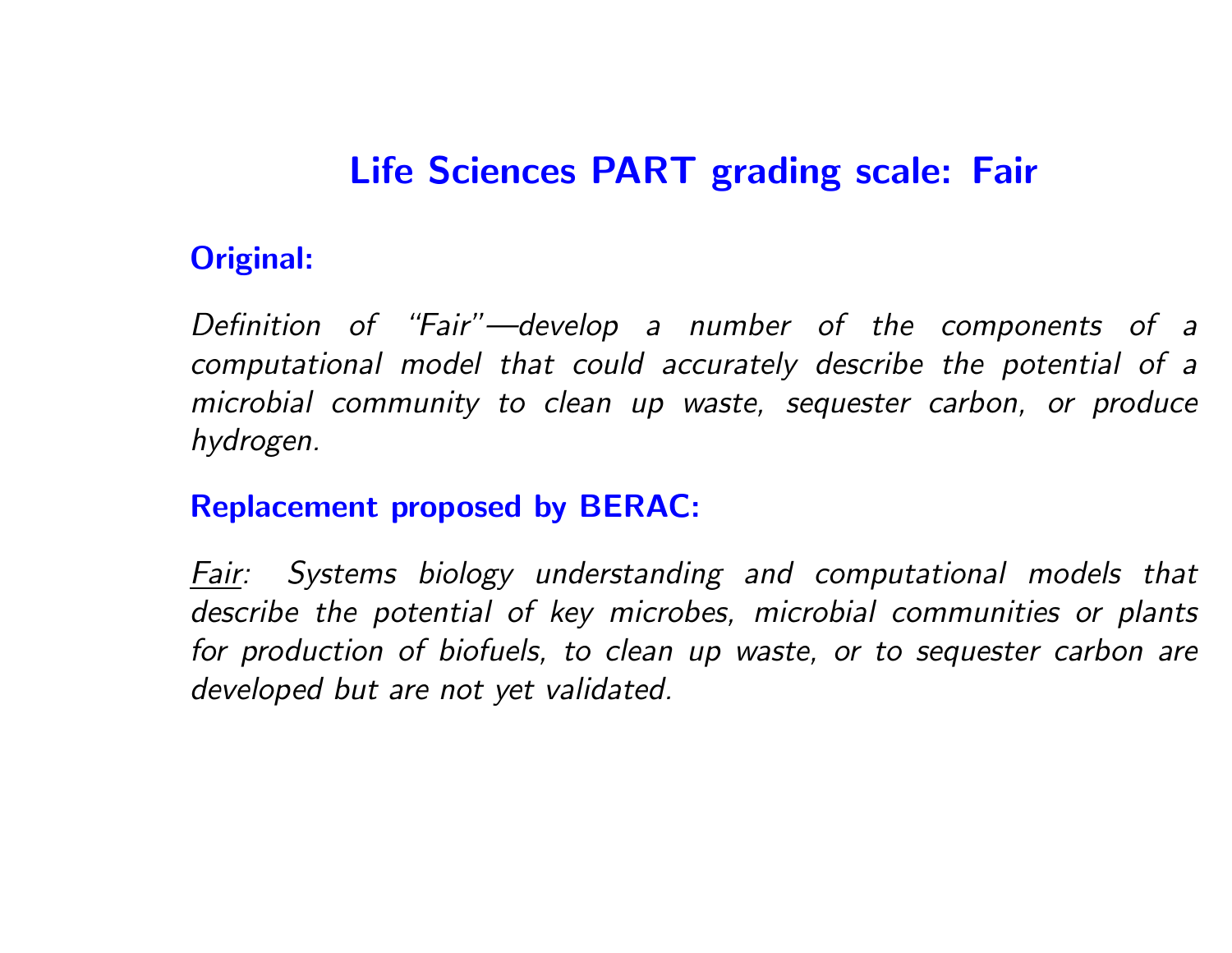# Life Sciences PART grading scale: Fair

**Original:**

*Definition of “Fair”—develop a number of the components of a computational model that could accurately describe the potential of a microbial community to clean up waste, sequester carbon, or produce hydrogen.*

**Replacement proposed by BERAC:**

*<u>Fair</u>: Systems biology understanding and computational models that describe the potential of key microbes, microbial communities or plants for production of biofuels, to clean up waste, or to sequester carbon are developed but are not yet validated.*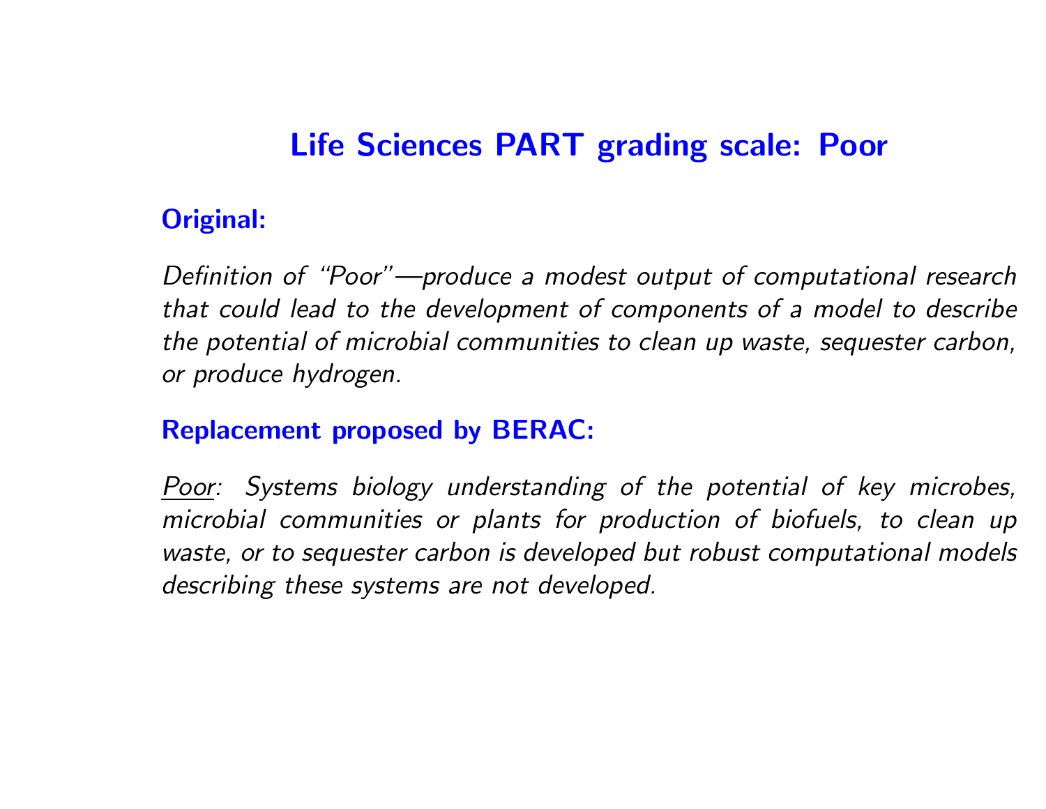# Life Sciences PART grading scale: Poor

**Original:**

*Definition of "Poor"—produce a modest output of computational research that could lead to the development of components of a model to describe the potential of microbial communities to clean up waste, sequester carbon, or produce hydrogen.*

**Replacement proposed by BERAC:**

*Poor: Systems biology understanding of the potential of key microbes, microbial communities or plants for production of biofuels, to clean up waste, or to sequester carbon is developed but robust computational models describing these systems are not developed.*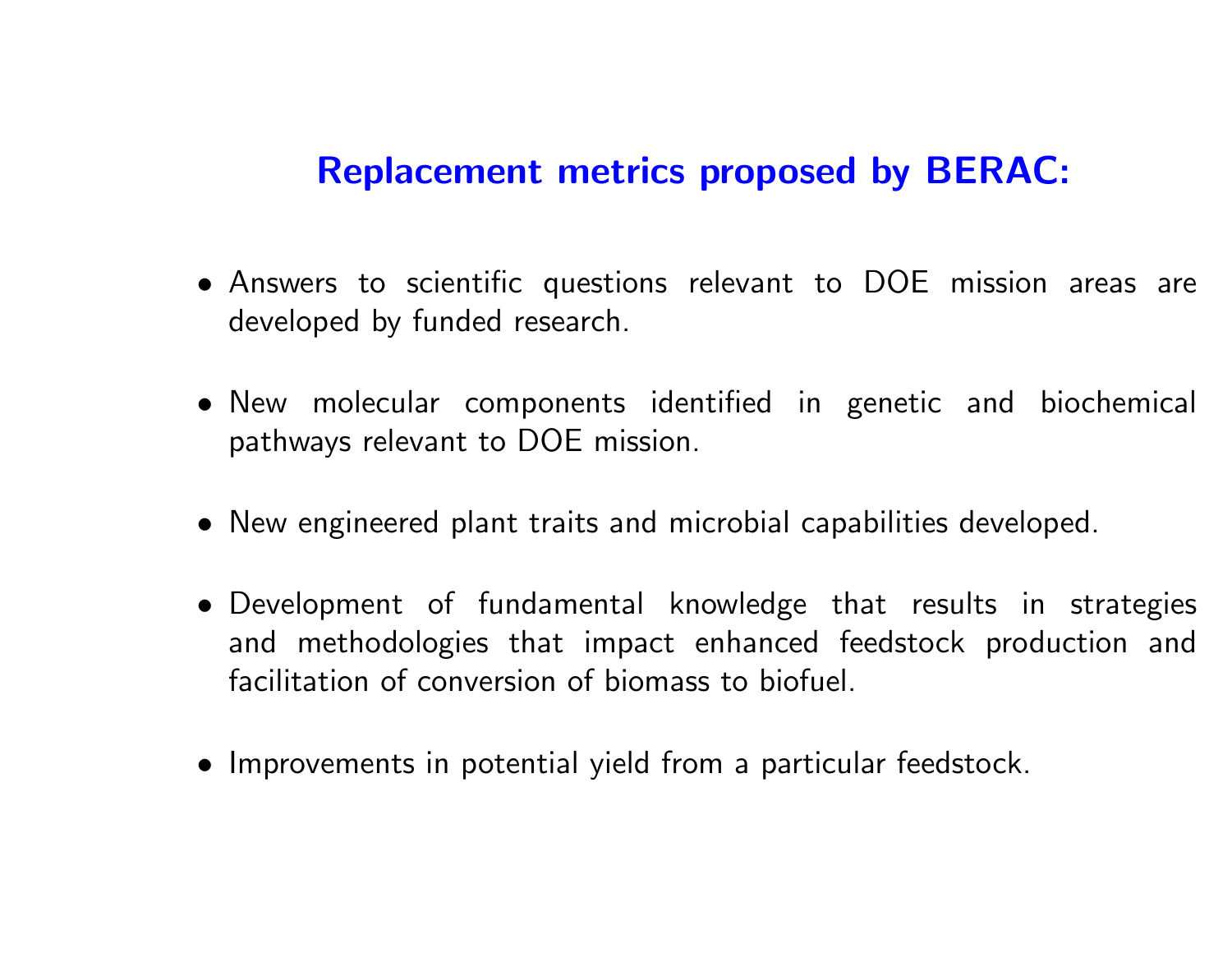## Replacement metrics proposed by BERAC:

- Answers to scientific questions relevant to DOE mission areas are developed by funded research.
- New molecular components identified in genetic and biochemical pathways relevant to DOE mission.
- New engineered plant traits and microbial capabilities developed.
- Development of fundamental knowledge that results in strategies and methodologies that impact enhanced feedstock production and facilitation of conversion of biomass to biofuel.
- Improvements in potential yield from a particular feedstock.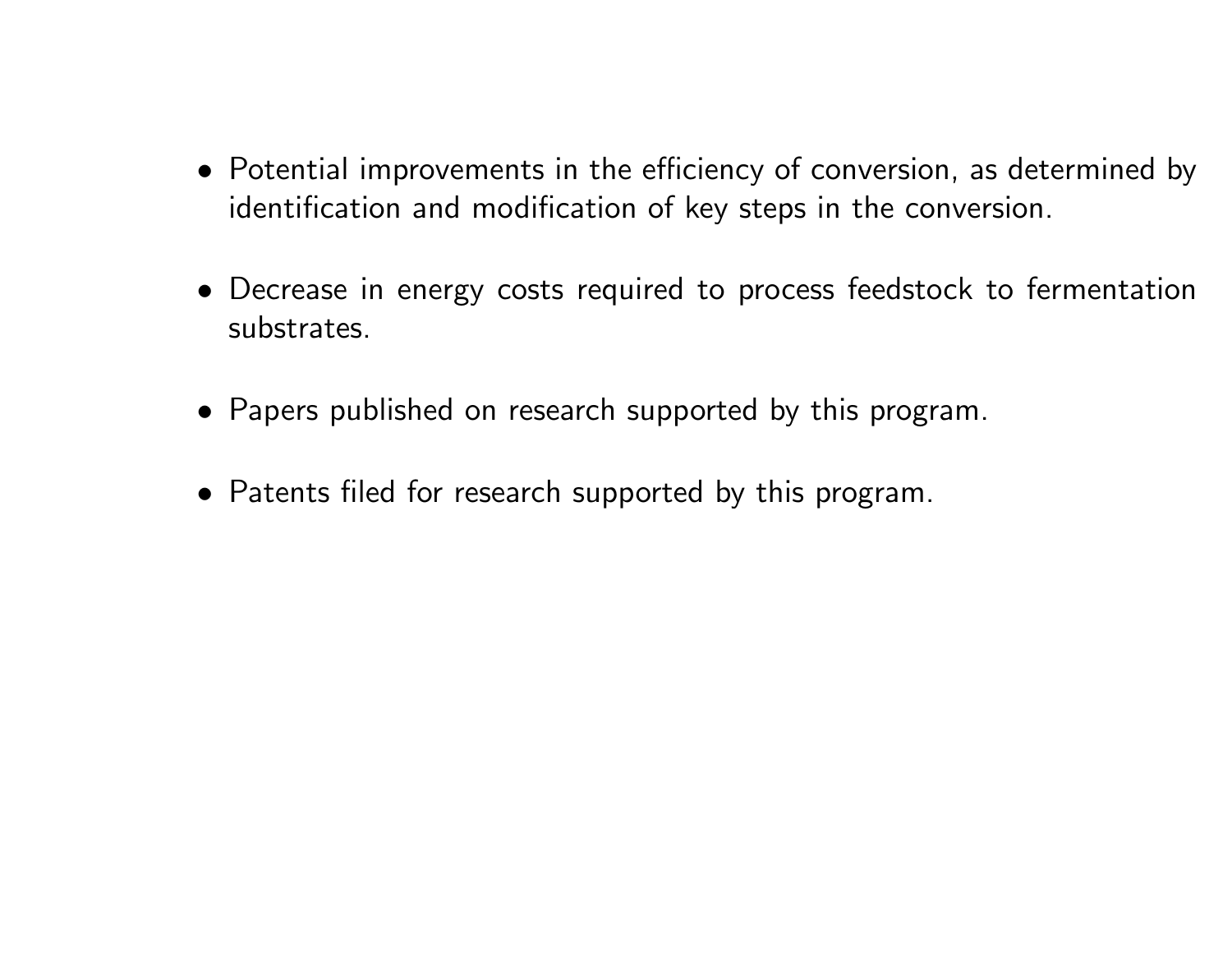- Potential improvements in the efficiency of conversion, as determined by identification and modification of key steps in the conversion.

- Decrease in energy costs required to process feedstock to fermentation substrates.

- Papers published on research supported by this program.

- Patents filed for research supported by this program.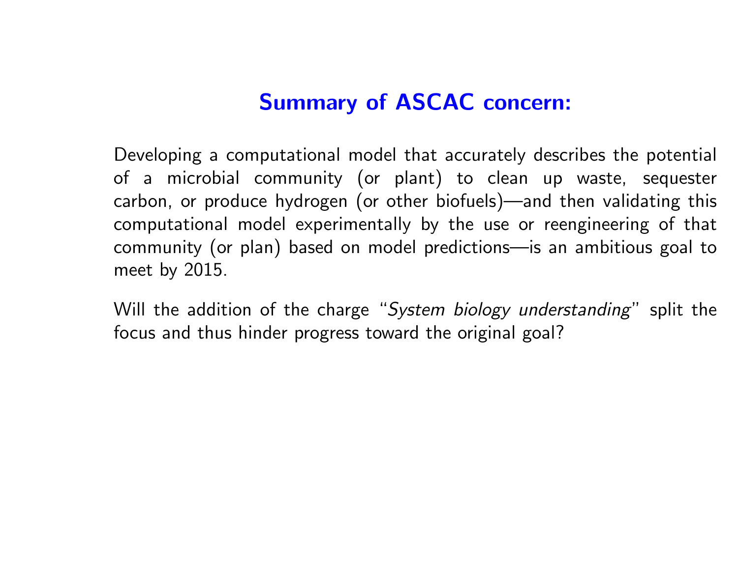## Summary of ASCAC concern:

Developing a computational model that accurately describes the potential of a microbial community (or plant) to clean up waste, sequester carbon, or produce hydrogen (or other biofuels)—and then validating this computational model experimentally by the use or reengineering of that community (or plan) based on model predictions—is an ambitious goal to meet by 2015.

Will the addition of the charge "*System biology understanding*" split the focus and thus hinder progress toward the original goal?